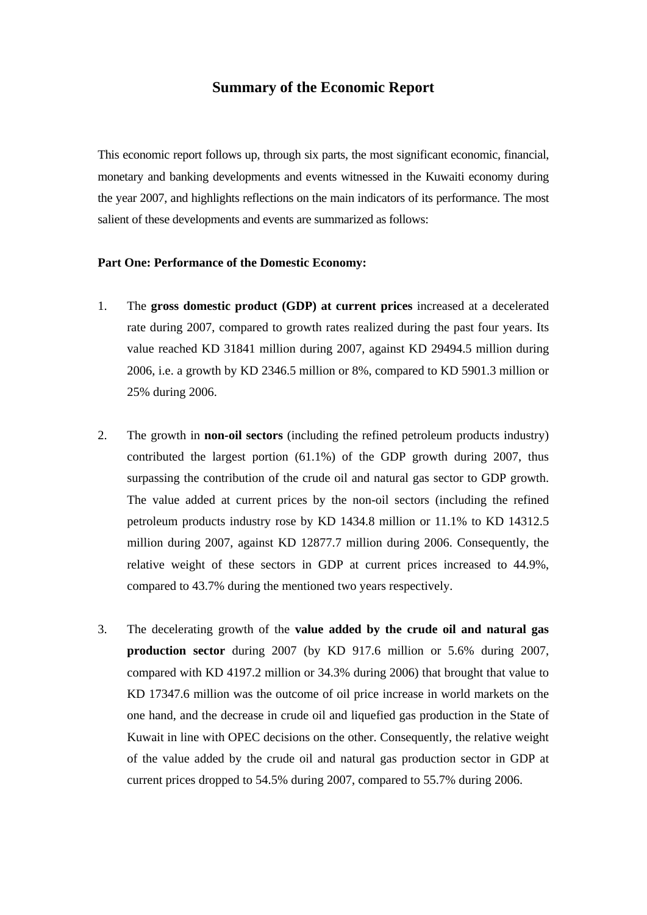# Summary of the Economic Report

This economic report follows up, through six parts, the most significant economic, financial, monetary and banking developments and events witnessed in the Kuwaiti economy during the year 2007, and highlights reflections on the main indicators of its performance. The most salient of these developments and events are summarized as follows:

**Part One: Performance of the Domestic Economy:**

1. The **gross domestic product (GDP) at current prices** increased at a decelerated rate during 2007, compared to growth rates realized during the past four years. Its value reached KD 31841 million during 2007, against KD 29494.5 million during 2006, i.e. a growth by KD 2346.5 million or 8%, compared to KD 5901.3 million or 25% during 2006.

2. The growth in **non-oil sectors** (including the refined petroleum products industry) contributed the largest portion (61.1%) of the GDP growth during 2007, thus surpassing the contribution of the crude oil and natural gas sector to GDP growth. The value added at current prices by the non-oil sectors (including the refined petroleum products industry rose by KD 1434.8 million or 11.1% to KD 14312.5 million during 2007, against KD 12877.7 million during 2006. Consequently, the relative weight of these sectors in GDP at current prices increased to 44.9%, compared to 43.7% during the mentioned two years respectively.

3. The decelerating growth of the **value added by the crude oil and natural gas production sector** during 2007 (by KD 917.6 million or 5.6% during 2007, compared with KD 4197.2 million or 34.3% during 2006) that brought that value to KD 17347.6 million was the outcome of oil price increase in world markets on the one hand, and the decrease in crude oil and liquefied gas production in the State of Kuwait in line with OPEC decisions on the other. Consequently, the relative weight of the value added by the crude oil and natural gas production sector in GDP at current prices dropped to 54.5% during 2007, compared to 55.7% during 2006.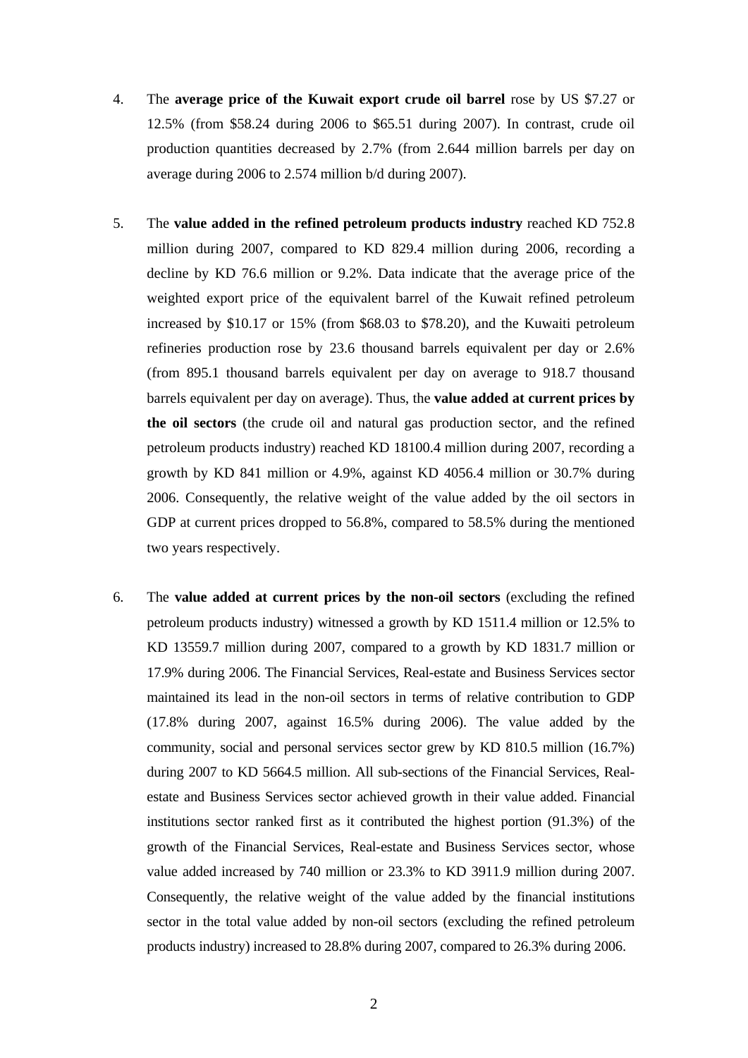4. The **average price of the Kuwait export crude oil barrel** rose by US $7.27 or 12.5% (from $58.24 during 2006 to $65.51 during 2007). In contrast, crude oil production quantities decreased by 2.7% (from 2.644 million barrels per day on average during 2006 to 2.574 million b/d during 2007).

5. The **value added in the refined petroleum products industry** reached KD 752.8 million during 2007, compared to KD 829.4 million during 2006, recording a decline by KD 76.6 million or 9.2%. Data indicate that the average price of the weighted export price of the equivalent barrel of the Kuwait refined petroleum increased by $10.17 or 15% (from $68.03 to $78.20), and the Kuwaiti petroleum refineries production rose by 23.6 thousand barrels equivalent per day or 2.6% (from 895.1 thousand barrels equivalent per day on average to 918.7 thousand barrels equivalent per day on average). Thus, the **value added at current prices by the oil sectors** (the crude oil and natural gas production sector, and the refined petroleum products industry) reached KD 18100.4 million during 2007, recording a growth by KD 841 million or 4.9%, against KD 4056.4 million or 30.7% during 2006. Consequently, the relative weight of the value added by the oil sectors in GDP at current prices dropped to 56.8%, compared to 58.5% during the mentioned two years respectively.

6. The **value added at current prices by the non-oil sectors** (excluding the refined petroleum products industry) witnessed a growth by KD 1511.4 million or 12.5% to KD 13559.7 million during 2007, compared to a growth by KD 1831.7 million or 17.9% during 2006. The Financial Services, Real-estate and Business Services sector maintained its lead in the non-oil sectors in terms of relative contribution to GDP (17.8% during 2007, against 16.5% during 2006). The value added by the community, social and personal services sector grew by KD 810.5 million (16.7%) during 2007 to KD 5664.5 million. All sub-sections of the Financial Services, Real-estate and Business Services sector achieved growth in their value added. Financial institutions sector ranked first as it contributed the highest portion (91.3%) of the growth of the Financial Services, Real-estate and Business Services sector, whose value added increased by 740 million or 23.3% to KD 3911.9 million during 2007. Consequently, the relative weight of the value added by the financial institutions sector in the total value added by non-oil sectors (excluding the refined petroleum products industry) increased to 28.8% during 2007, compared to 26.3% during 2006.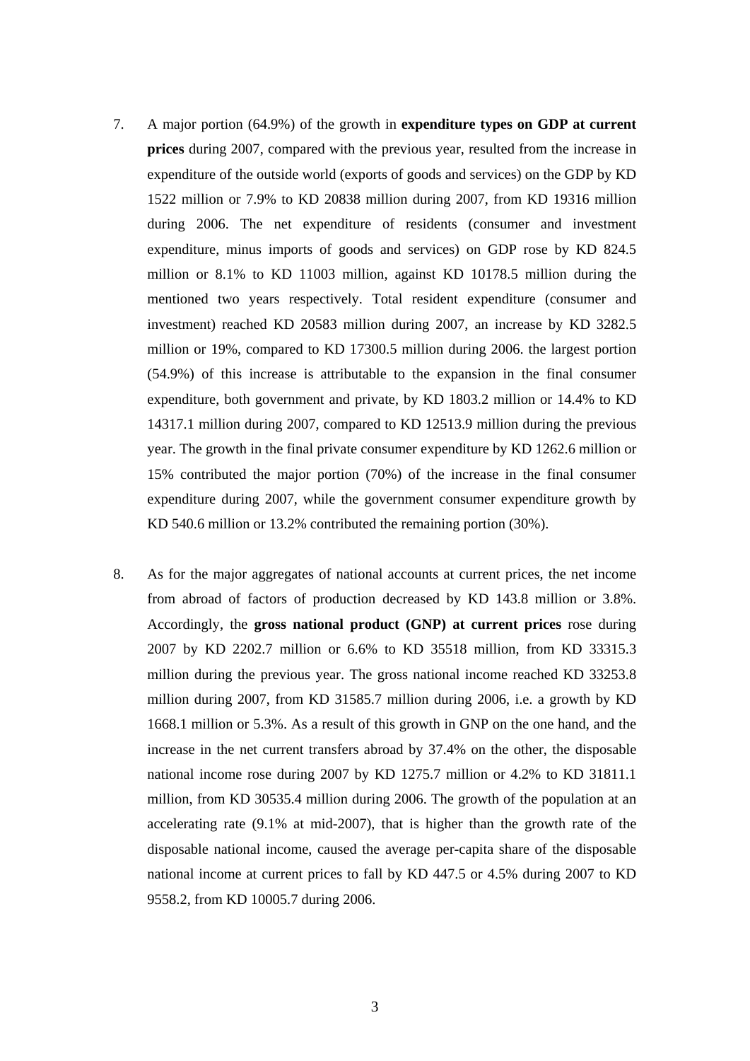7. A major portion (64.9%) of the growth in **expenditure types on GDP at current prices** during 2007, compared with the previous year, resulted from the increase in expenditure of the outside world (exports of goods and services) on the GDP by KD 1522 million or 7.9% to KD 20838 million during 2007, from KD 19316 million during 2006. The net expenditure of residents (consumer and investment expenditure, minus imports of goods and services) on GDP rose by KD 824.5 million or 8.1% to KD 11003 million, against KD 10178.5 million during the mentioned two years respectively. Total resident expenditure (consumer and investment) reached KD 20583 million during 2007, an increase by KD 3282.5 million or 19%, compared to KD 17300.5 million during 2006. the largest portion (54.9%) of this increase is attributable to the expansion in the final consumer expenditure, both government and private, by KD 1803.2 million or 14.4% to KD 14317.1 million during 2007, compared to KD 12513.9 million during the previous year. The growth in the final private consumer expenditure by KD 1262.6 million or 15% contributed the major portion (70%) of the increase in the final consumer expenditure during 2007, while the government consumer expenditure growth by KD 540.6 million or 13.2% contributed the remaining portion (30%).

8. As for the major aggregates of national accounts at current prices, the net income from abroad of factors of production decreased by KD 143.8 million or 3.8%. Accordingly, the **gross national product (GNP) at current prices** rose during 2007 by KD 2202.7 million or 6.6% to KD 35518 million, from KD 33315.3 million during the previous year. The gross national income reached KD 33253.8 million during 2007, from KD 31585.7 million during 2006, i.e. a growth by KD 1668.1 million or 5.3%. As a result of this growth in GNP on the one hand, and the increase in the net current transfers abroad by 37.4% on the other, the disposable national income rose during 2007 by KD 1275.7 million or 4.2% to KD 31811.1 million, from KD 30535.4 million during 2006. The growth of the population at an accelerating rate (9.1% at mid-2007), that is higher than the growth rate of the disposable national income, caused the average per-capita share of the disposable national income at current prices to fall by KD 447.5 or 4.5% during 2007 to KD 9558.2, from KD 10005.7 during 2006.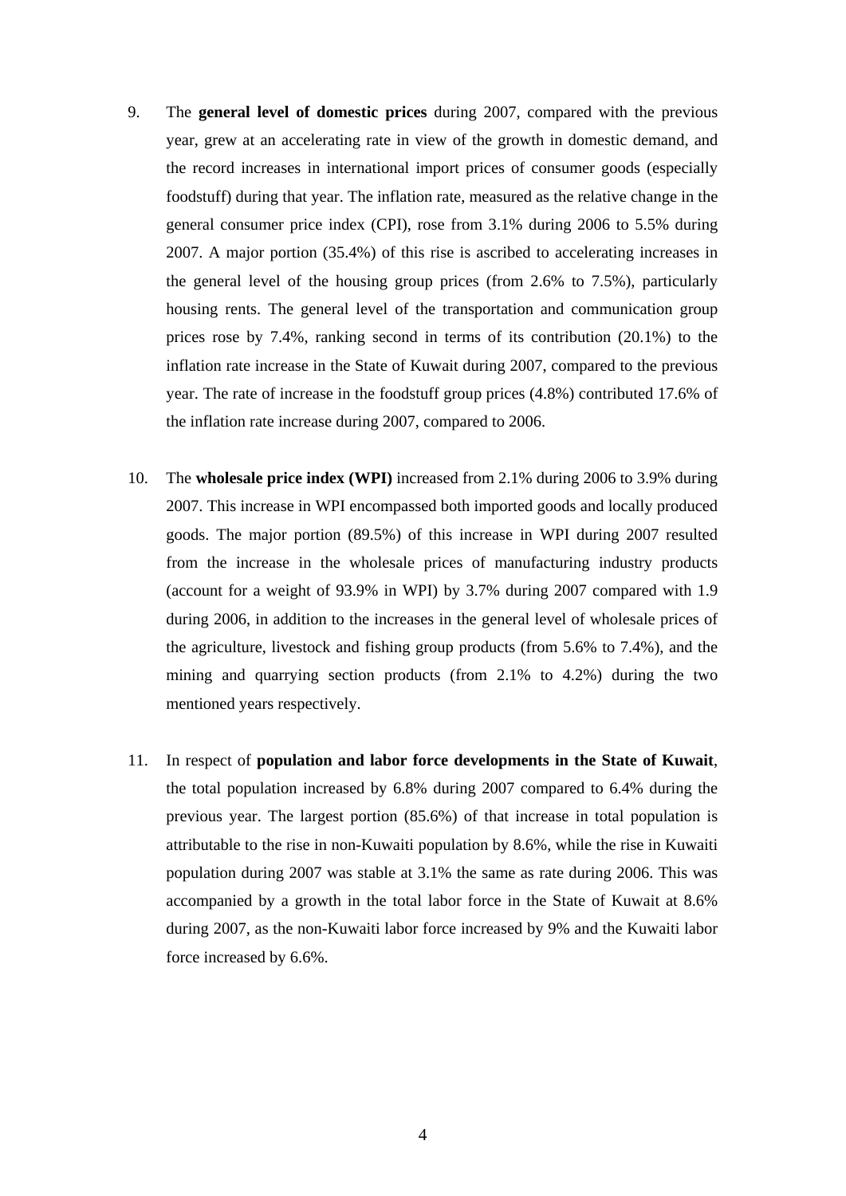9. The **general level of domestic prices** during 2007, compared with the previous year, grew at an accelerating rate in view of the growth in domestic demand, and the record increases in international import prices of consumer goods (especially foodstuff) during that year. The inflation rate, measured as the relative change in the general consumer price index (CPI), rose from 3.1% during 2006 to 5.5% during 2007. A major portion (35.4%) of this rise is ascribed to accelerating increases in the general level of the housing group prices (from 2.6% to 7.5%), particularly housing rents. The general level of the transportation and communication group prices rose by 7.4%, ranking second in terms of its contribution (20.1%) to the inflation rate increase in the State of Kuwait during 2007, compared to the previous year. The rate of increase in the foodstuff group prices (4.8%) contributed 17.6% of the inflation rate increase during 2007, compared to 2006.

10. The **wholesale price index (WPI)** increased from 2.1% during 2006 to 3.9% during 2007. This increase in WPI encompassed both imported goods and locally produced goods. The major portion (89.5%) of this increase in WPI during 2007 resulted from the increase in the wholesale prices of manufacturing industry products (account for a weight of 93.9% in WPI) by 3.7% during 2007 compared with 1.9 during 2006, in addition to the increases in the general level of wholesale prices of the agriculture, livestock and fishing group products (from 5.6% to 7.4%), and the mining and quarrying section products (from 2.1% to 4.2%) during the two mentioned years respectively.

11. In respect of **population and labor force developments in the State of Kuwait**, the total population increased by 6.8% during 2007 compared to 6.4% during the previous year. The largest portion (85.6%) of that increase in total population is attributable to the rise in non-Kuwaiti population by 8.6%, while the rise in Kuwaiti population during 2007 was stable at 3.1% the same as rate during 2006. This was accompanied by a growth in the total labor force in the State of Kuwait at 8.6% during 2007, as the non-Kuwaiti labor force increased by 9% and the Kuwaiti labor force increased by 6.6%.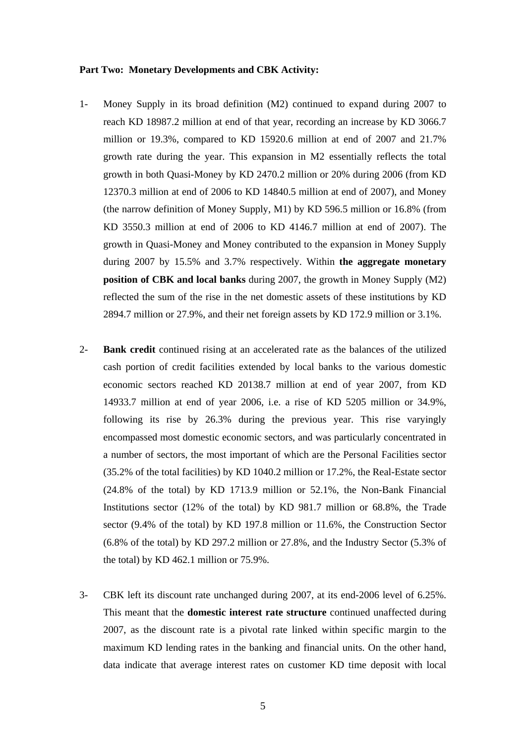**Part Two: Monetary Developments and CBK Activity:**

1- Money Supply in its broad definition (M2) continued to expand during 2007 to reach KD 18987.2 million at end of that year, recording an increase by KD 3066.7 million or 19.3%, compared to KD 15920.6 million at end of 2007 and 21.7% growth rate during the year. This expansion in M2 essentially reflects the total growth in both Quasi-Money by KD 2470.2 million or 20% during 2006 (from KD 12370.3 million at end of 2006 to KD 14840.5 million at end of 2007), and Money (the narrow definition of Money Supply, M1) by KD 596.5 million or 16.8% (from KD 3550.3 million at end of 2006 to KD 4146.7 million at end of 2007). The growth in Quasi-Money and Money contributed to the expansion in Money Supply during 2007 by 15.5% and 3.7% respectively. Within **the aggregate monetary position of CBK and local banks** during 2007, the growth in Money Supply (M2) reflected the sum of the rise in the net domestic assets of these institutions by KD 2894.7 million or 27.9%, and their net foreign assets by KD 172.9 million or 3.1%.

2- **Bank credit** continued rising at an accelerated rate as the balances of the utilized cash portion of credit facilities extended by local banks to the various domestic economic sectors reached KD 20138.7 million at end of year 2007, from KD 14933.7 million at end of year 2006, i.e. a rise of KD 5205 million or 34.9%, following its rise by 26.3% during the previous year. This rise varyingly encompassed most domestic economic sectors, and was particularly concentrated in a number of sectors, the most important of which are the Personal Facilities sector (35.2% of the total facilities) by KD 1040.2 million or 17.2%, the Real-Estate sector (24.8% of the total) by KD 1713.9 million or 52.1%, the Non-Bank Financial Institutions sector (12% of the total) by KD 981.7 million or 68.8%, the Trade sector (9.4% of the total) by KD 197.8 million or 11.6%, the Construction Sector (6.8% of the total) by KD 297.2 million or 27.8%, and the Industry Sector (5.3% of the total) by KD 462.1 million or 75.9%.

3- CBK left its discount rate unchanged during 2007, at its end-2006 level of 6.25%. This meant that the **domestic interest rate structure** continued unaffected during 2007, as the discount rate is a pivotal rate linked within specific margin to the maximum KD lending rates in the banking and financial units. On the other hand, data indicate that average interest rates on customer KD time deposit with local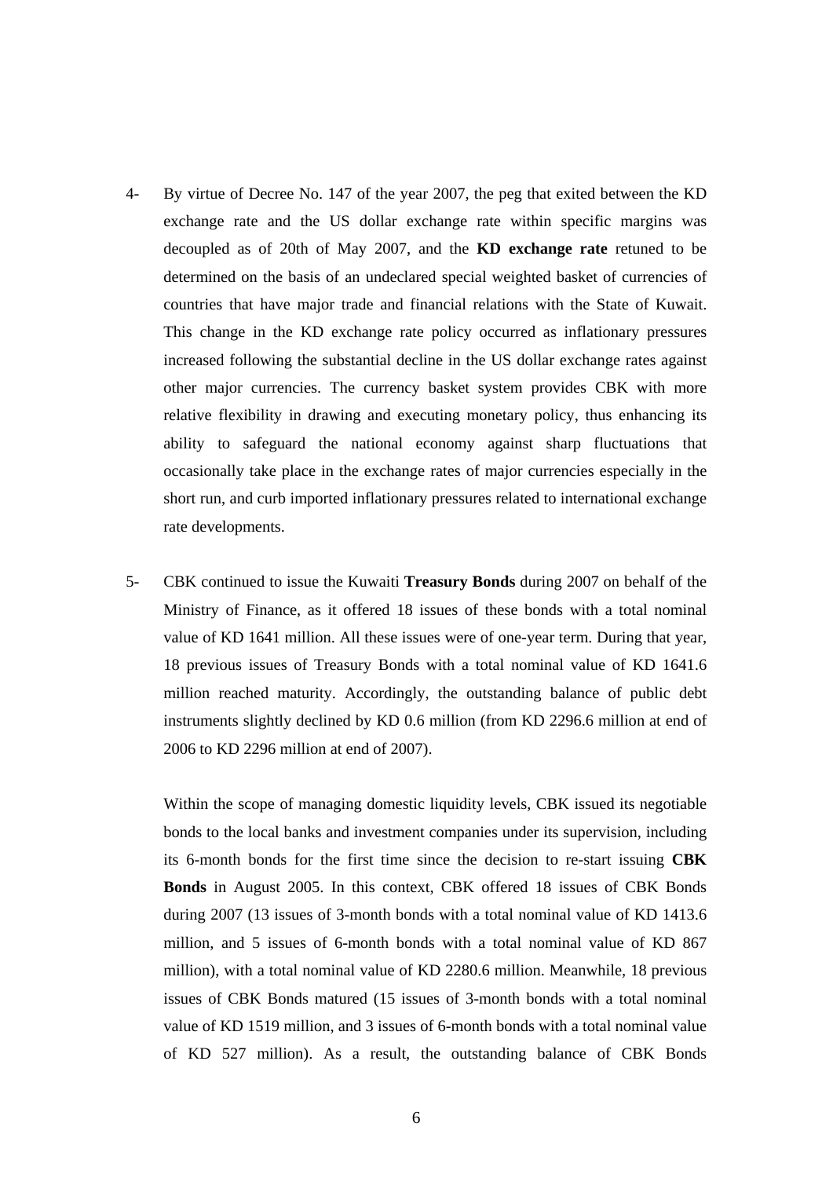4- By virtue of Decree No. 147 of the year 2007, the peg that exited between the KD exchange rate and the US dollar exchange rate within specific margins was decoupled as of 20th of May 2007, and the **KD exchange rate** retuned to be determined on the basis of an undeclared special weighted basket of currencies of countries that have major trade and financial relations with the State of Kuwait. This change in the KD exchange rate policy occurred as inflationary pressures increased following the substantial decline in the US dollar exchange rates against other major currencies. The currency basket system provides CBK with more relative flexibility in drawing and executing monetary policy, thus enhancing its ability to safeguard the national economy against sharp fluctuations that occasionally take place in the exchange rates of major currencies especially in the short run, and curb imported inflationary pressures related to international exchange rate developments.

5- CBK continued to issue the Kuwaiti **Treasury Bonds** during 2007 on behalf of the Ministry of Finance, as it offered 18 issues of these bonds with a total nominal value of KD 1641 million. All these issues were of one-year term. During that year, 18 previous issues of Treasury Bonds with a total nominal value of KD 1641.6 million reached maturity. Accordingly, the outstanding balance of public debt instruments slightly declined by KD 0.6 million (from KD 2296.6 million at end of 2006 to KD 2296 million at end of 2007).

Within the scope of managing domestic liquidity levels, CBK issued its negotiable bonds to the local banks and investment companies under its supervision, including its 6-month bonds for the first time since the decision to re-start issuing **CBK Bonds** in August 2005. In this context, CBK offered 18 issues of CBK Bonds during 2007 (13 issues of 3-month bonds with a total nominal value of KD 1413.6 million, and 5 issues of 6-month bonds with a total nominal value of KD 867 million), with a total nominal value of KD 2280.6 million. Meanwhile, 18 previous issues of CBK Bonds matured (15 issues of 3-month bonds with a total nominal value of KD 1519 million, and 3 issues of 6-month bonds with a total nominal value of KD 527 million). As a result, the outstanding balance of CBK Bonds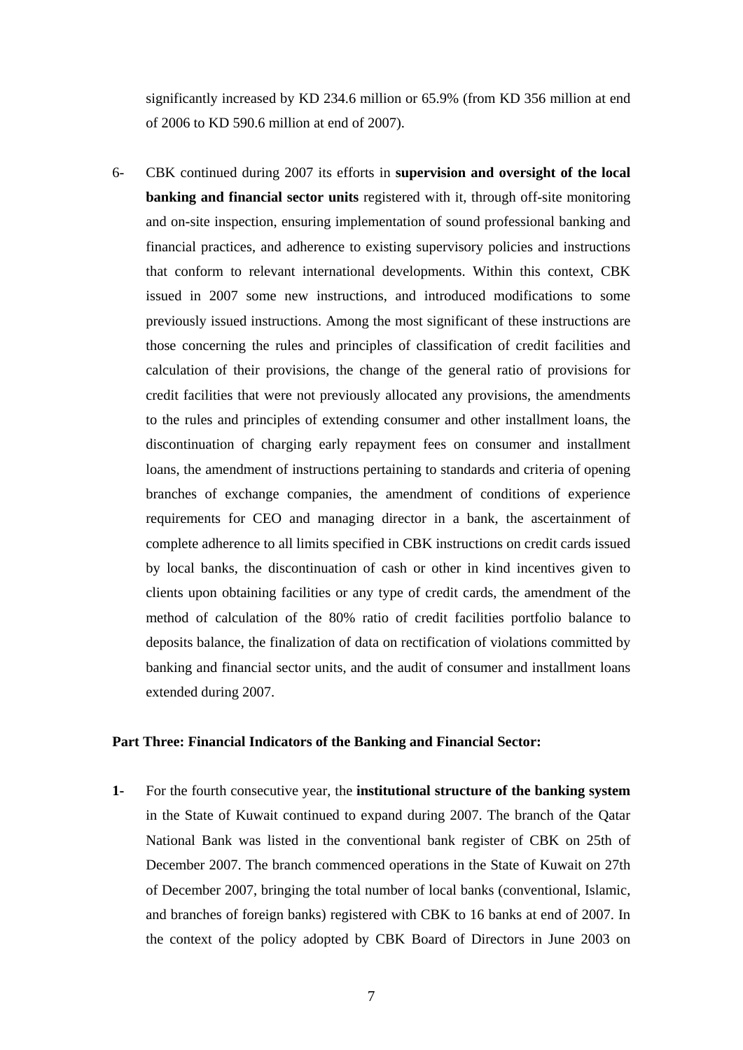significantly increased by KD 234.6 million or 65.9% (from KD 356 million at end of 2006 to KD 590.6 million at end of 2007).

6- CBK continued during 2007 its efforts in **supervision and oversight of the local banking and financial sector units** registered with it, through off-site monitoring and on-site inspection, ensuring implementation of sound professional banking and financial practices, and adherence to existing supervisory policies and instructions that conform to relevant international developments. Within this context, CBK issued in 2007 some new instructions, and introduced modifications to some previously issued instructions. Among the most significant of these instructions are those concerning the rules and principles of classification of credit facilities and calculation of their provisions, the change of the general ratio of provisions for credit facilities that were not previously allocated any provisions, the amendments to the rules and principles of extending consumer and other installment loans, the discontinuation of charging early repayment fees on consumer and installment loans, the amendment of instructions pertaining to standards and criteria of opening branches of exchange companies, the amendment of conditions of experience requirements for CEO and managing director in a bank, the ascertainment of complete adherence to all limits specified in CBK instructions on credit cards issued by local banks, the discontinuation of cash or other in kind incentives given to clients upon obtaining facilities or any type of credit cards, the amendment of the method of calculation of the 80% ratio of credit facilities portfolio balance to deposits balance, the finalization of data on rectification of violations committed by banking and financial sector units, and the audit of consumer and installment loans extended during 2007.

**Part Three: Financial Indicators of the Banking and Financial Sector:**

**1-** For the fourth consecutive year, the **institutional structure of the banking system** in the State of Kuwait continued to expand during 2007. The branch of the Qatar National Bank was listed in the conventional bank register of CBK on 25th of December 2007. The branch commenced operations in the State of Kuwait on 27th of December 2007, bringing the total number of local banks (conventional, Islamic, and branches of foreign banks) registered with CBK to 16 banks at end of 2007. In the context of the policy adopted by CBK Board of Directors in June 2003 on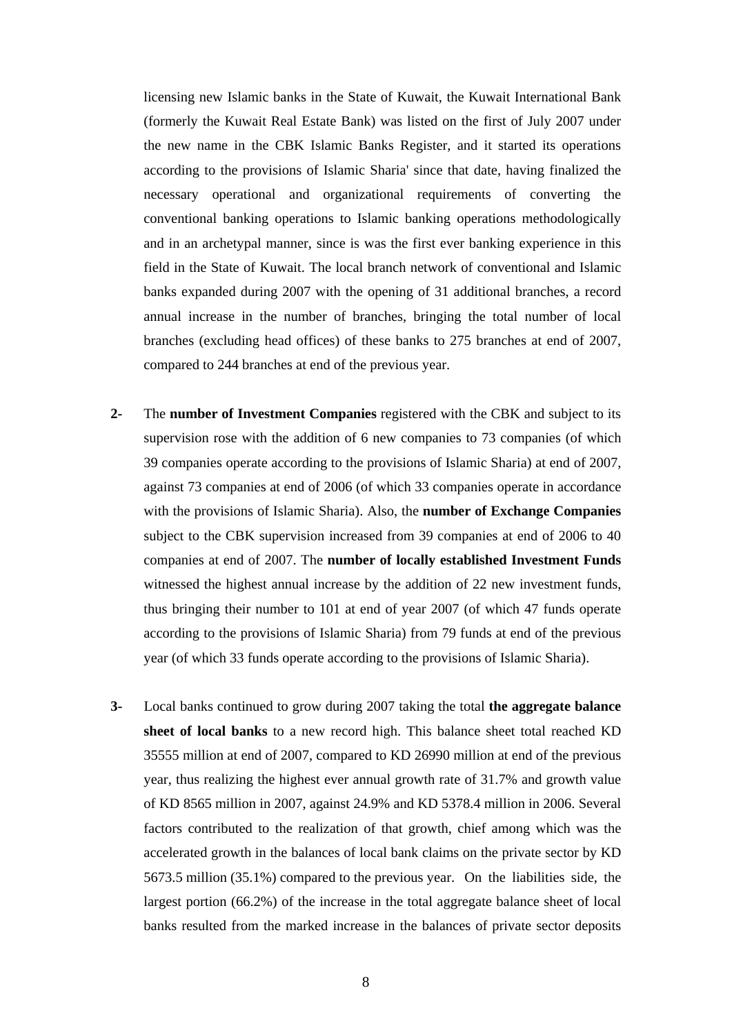licensing new Islamic banks in the State of Kuwait, the Kuwait International Bank (formerly the Kuwait Real Estate Bank) was listed on the first of July 2007 under the new name in the CBK Islamic Banks Register, and it started its operations according to the provisions of Islamic Sharia' since that date, having finalized the necessary operational and organizational requirements of converting the conventional banking operations to Islamic banking operations methodologically and in an archetypal manner, since is was the first ever banking experience in this field in the State of Kuwait. The local branch network of conventional and Islamic banks expanded during 2007 with the opening of 31 additional branches, a record annual increase in the number of branches, bringing the total number of local branches (excluding head offices) of these banks to 275 branches at end of 2007, compared to 244 branches at end of the previous year.

**2-** The **number of Investment Companies** registered with the CBK and subject to its supervision rose with the addition of 6 new companies to 73 companies (of which 39 companies operate according to the provisions of Islamic Sharia) at end of 2007, against 73 companies at end of 2006 (of which 33 companies operate in accordance with the provisions of Islamic Sharia). Also, the **number of Exchange Companies** subject to the CBK supervision increased from 39 companies at end of 2006 to 40 companies at end of 2007. The **number of locally established Investment Funds** witnessed the highest annual increase by the addition of 22 new investment funds, thus bringing their number to 101 at end of year 2007 (of which 47 funds operate according to the provisions of Islamic Sharia) from 79 funds at end of the previous year (of which 33 funds operate according to the provisions of Islamic Sharia).

**3-** Local banks continued to grow during 2007 taking the total **the aggregate balance sheet of local banks** to a new record high. This balance sheet total reached KD 35555 million at end of 2007, compared to KD 26990 million at end of the previous year, thus realizing the highest ever annual growth rate of 31.7% and growth value of KD 8565 million in 2007, against 24.9% and KD 5378.4 million in 2006. Several factors contributed to the realization of that growth, chief among which was the accelerated growth in the balances of local bank claims on the private sector by KD 5673.5 million (35.1%) compared to the previous year. On the liabilities side, the largest portion (66.2%) of the increase in the total aggregate balance sheet of local banks resulted from the marked increase in the balances of private sector deposits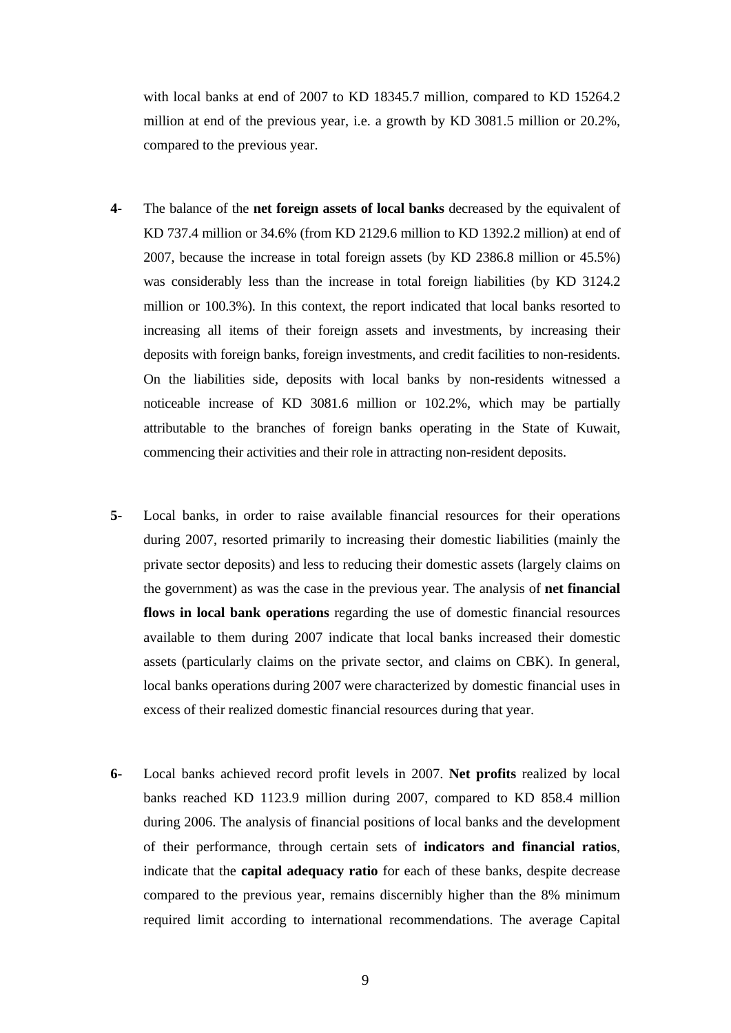with local banks at end of 2007 to KD 18345.7 million, compared to KD 15264.2 million at end of the previous year, i.e. a growth by KD 3081.5 million or 20.2%, compared to the previous year.

4- The balance of the **net foreign assets of local banks** decreased by the equivalent of KD 737.4 million or 34.6% (from KD 2129.6 million to KD 1392.2 million) at end of 2007, because the increase in total foreign assets (by KD 2386.8 million or 45.5%) was considerably less than the increase in total foreign liabilities (by KD 3124.2 million or 100.3%). In this context, the report indicated that local banks resorted to increasing all items of their foreign assets and investments, by increasing their deposits with foreign banks, foreign investments, and credit facilities to non-residents. On the liabilities side, deposits with local banks by non-residents witnessed a noticeable increase of KD 3081.6 million or 102.2%, which may be partially attributable to the branches of foreign banks operating in the State of Kuwait, commencing their activities and their role in attracting non-resident deposits.

5- Local banks, in order to raise available financial resources for their operations during 2007, resorted primarily to increasing their domestic liabilities (mainly the private sector deposits) and less to reducing their domestic assets (largely claims on the government) as was the case in the previous year. The analysis of **net financial flows in local bank operations** regarding the use of domestic financial resources available to them during 2007 indicate that local banks increased their domestic assets (particularly claims on the private sector, and claims on CBK). In general, local banks operations during 2007 were characterized by domestic financial uses in excess of their realized domestic financial resources during that year.

6- Local banks achieved record profit levels in 2007. **Net profits** realized by local banks reached KD 1123.9 million during 2007, compared to KD 858.4 million during 2006. The analysis of financial positions of local banks and the development of their performance, through certain sets of **indicators and financial ratios**, indicate that the **capital adequacy ratio** for each of these banks, despite decrease compared to the previous year, remains discernibly higher than the 8% minimum required limit according to international recommendations. The average Capital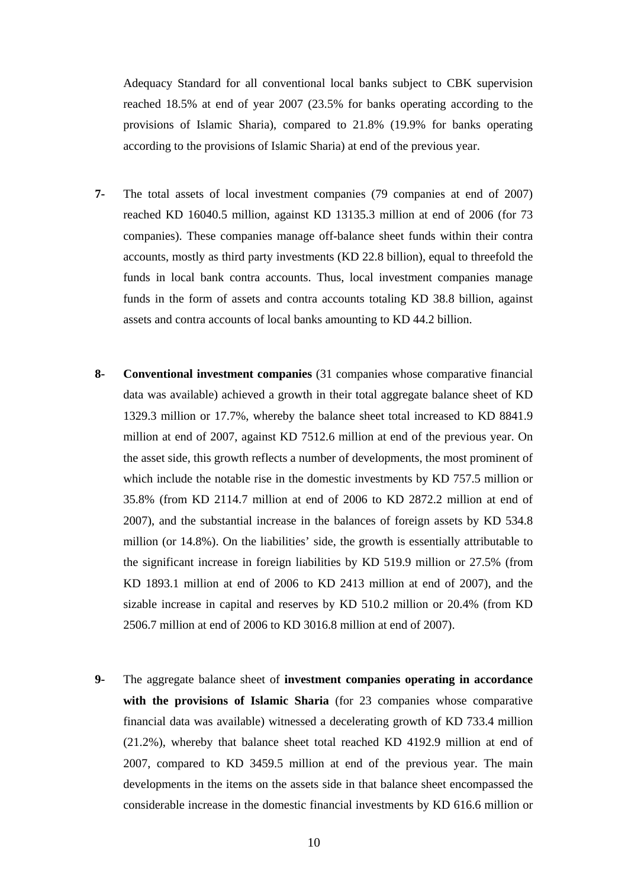Adequacy Standard for all conventional local banks subject to CBK supervision reached 18.5% at end of year 2007 (23.5% for banks operating according to the provisions of Islamic Sharia), compared to 21.8% (19.9% for banks operating according to the provisions of Islamic Sharia) at end of the previous year.

**7-** The total assets of local investment companies (79 companies at end of 2007) reached KD 16040.5 million, against KD 13135.3 million at end of 2006 (for 73 companies). These companies manage off-balance sheet funds within their contra accounts, mostly as third party investments (KD 22.8 billion), equal to threefold the funds in local bank contra accounts. Thus, local investment companies manage funds in the form of assets and contra accounts totaling KD 38.8 billion, against assets and contra accounts of local banks amounting to KD 44.2 billion.

**8-** **Conventional investment companies** (31 companies whose comparative financial data was available) achieved a growth in their total aggregate balance sheet of KD 1329.3 million or 17.7%, whereby the balance sheet total increased to KD 8841.9 million at end of 2007, against KD 7512.6 million at end of the previous year. On the asset side, this growth reflects a number of developments, the most prominent of which include the notable rise in the domestic investments by KD 757.5 million or 35.8% (from KD 2114.7 million at end of 2006 to KD 2872.2 million at end of 2007), and the substantial increase in the balances of foreign assets by KD 534.8 million (or 14.8%). On the liabilities' side, the growth is essentially attributable to the significant increase in foreign liabilities by KD 519.9 million or 27.5% (from KD 1893.1 million at end of 2006 to KD 2413 million at end of 2007), and the sizable increase in capital and reserves by KD 510.2 million or 20.4% (from KD 2506.7 million at end of 2006 to KD 3016.8 million at end of 2007).

**9-** The aggregate balance sheet of **investment companies operating in accordance with the provisions of Islamic Sharia** (for 23 companies whose comparative financial data was available) witnessed a decelerating growth of KD 733.4 million (21.2%), whereby that balance sheet total reached KD 4192.9 million at end of 2007, compared to KD 3459.5 million at end of the previous year. The main developments in the items on the assets side in that balance sheet encompassed the considerable increase in the domestic financial investments by KD 616.6 million or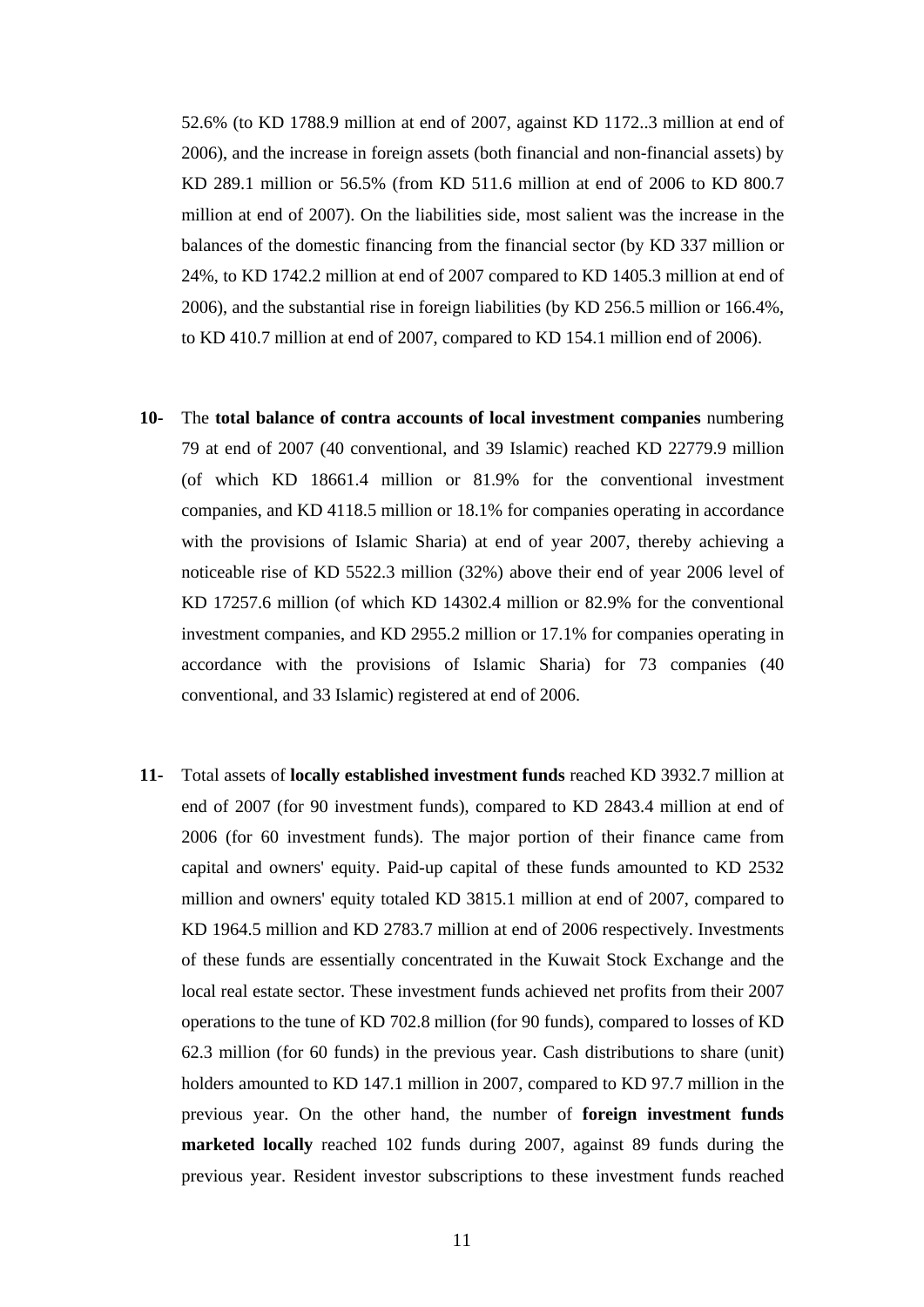52.6% (to KD 1788.9 million at end of 2007, against KD 1172..3 million at end of 2006), and the increase in foreign assets (both financial and non-financial assets) by KD 289.1 million or 56.5% (from KD 511.6 million at end of 2006 to KD 800.7 million at end of 2007). On the liabilities side, most salient was the increase in the balances of the domestic financing from the financial sector (by KD 337 million or 24%, to KD 1742.2 million at end of 2007 compared to KD 1405.3 million at end of 2006), and the substantial rise in foreign liabilities (by KD 256.5 million or 166.4%, to KD 410.7 million at end of 2007, compared to KD 154.1 million end of 2006).

**10-** The **total balance of contra accounts of local investment companies** numbering 79 at end of 2007 (40 conventional, and 39 Islamic) reached KD 22779.9 million (of which KD 18661.4 million or 81.9% for the conventional investment companies, and KD 4118.5 million or 18.1% for companies operating in accordance with the provisions of Islamic Sharia) at end of year 2007, thereby achieving a noticeable rise of KD 5522.3 million (32%) above their end of year 2006 level of KD 17257.6 million (of which KD 14302.4 million or 82.9% for the conventional investment companies, and KD 2955.2 million or 17.1% for companies operating in accordance with the provisions of Islamic Sharia) for 73 companies (40 conventional, and 33 Islamic) registered at end of 2006.

**11-** Total assets of **locally established investment funds** reached KD 3932.7 million at end of 2007 (for 90 investment funds), compared to KD 2843.4 million at end of 2006 (for 60 investment funds). The major portion of their finance came from capital and owners' equity. Paid-up capital of these funds amounted to KD 2532 million and owners' equity totaled KD 3815.1 million at end of 2007, compared to KD 1964.5 million and KD 2783.7 million at end of 2006 respectively. Investments of these funds are essentially concentrated in the Kuwait Stock Exchange and the local real estate sector. These investment funds achieved net profits from their 2007 operations to the tune of KD 702.8 million (for 90 funds), compared to losses of KD 62.3 million (for 60 funds) in the previous year. Cash distributions to share (unit) holders amounted to KD 147.1 million in 2007, compared to KD 97.7 million in the previous year. On the other hand, the number of **foreign investment funds marketed locally** reached 102 funds during 2007, against 89 funds during the previous year. Resident investor subscriptions to these investment funds reached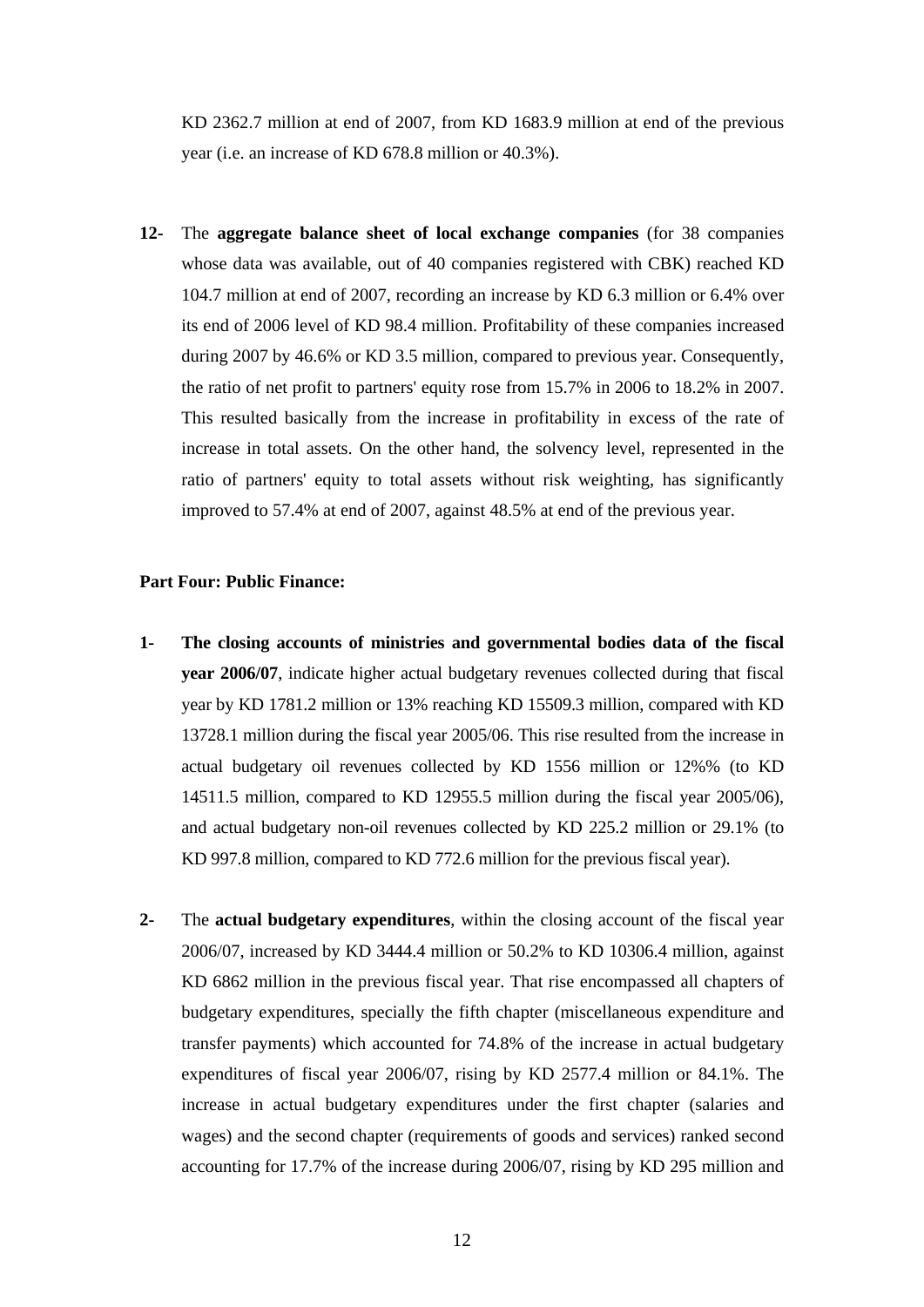KD 2362.7 million at end of 2007, from KD 1683.9 million at end of the previous year (i.e. an increase of KD 678.8 million or 40.3%).

**12-** The **aggregate balance sheet of local exchange companies** (for 38 companies whose data was available, out of 40 companies registered with CBK) reached KD 104.7 million at end of 2007, recording an increase by KD 6.3 million or 6.4% over its end of 2006 level of KD 98.4 million. Profitability of these companies increased during 2007 by 46.6% or KD 3.5 million, compared to previous year. Consequently, the ratio of net profit to partners' equity rose from 15.7% in 2006 to 18.2% in 2007. This resulted basically from the increase in profitability in excess of the rate of increase in total assets. On the other hand, the solvency level, represented in the ratio of partners' equity to total assets without risk weighting, has significantly improved to 57.4% at end of 2007, against 48.5% at end of the previous year.

**Part Four: Public Finance:**

**1- The closing accounts of ministries and governmental bodies data of the fiscal year 2006/07**, indicate higher actual budgetary revenues collected during that fiscal year by KD 1781.2 million or 13% reaching KD 15509.3 million, compared with KD 13728.1 million during the fiscal year 2005/06. This rise resulted from the increase in actual budgetary oil revenues collected by KD 1556 million or 12%% (to KD 14511.5 million, compared to KD 12955.5 million during the fiscal year 2005/06), and actual budgetary non-oil revenues collected by KD 225.2 million or 29.1% (to KD 997.8 million, compared to KD 772.6 million for the previous fiscal year).

**2-** The **actual budgetary expenditures**, within the closing account of the fiscal year 2006/07, increased by KD 3444.4 million or 50.2% to KD 10306.4 million, against KD 6862 million in the previous fiscal year. That rise encompassed all chapters of budgetary expenditures, specially the fifth chapter (miscellaneous expenditure and transfer payments) which accounted for 74.8% of the increase in actual budgetary expenditures of fiscal year 2006/07, rising by KD 2577.4 million or 84.1%. The increase in actual budgetary expenditures under the first chapter (salaries and wages) and the second chapter (requirements of goods and services) ranked second accounting for 17.7% of the increase during 2006/07, rising by KD 295 million and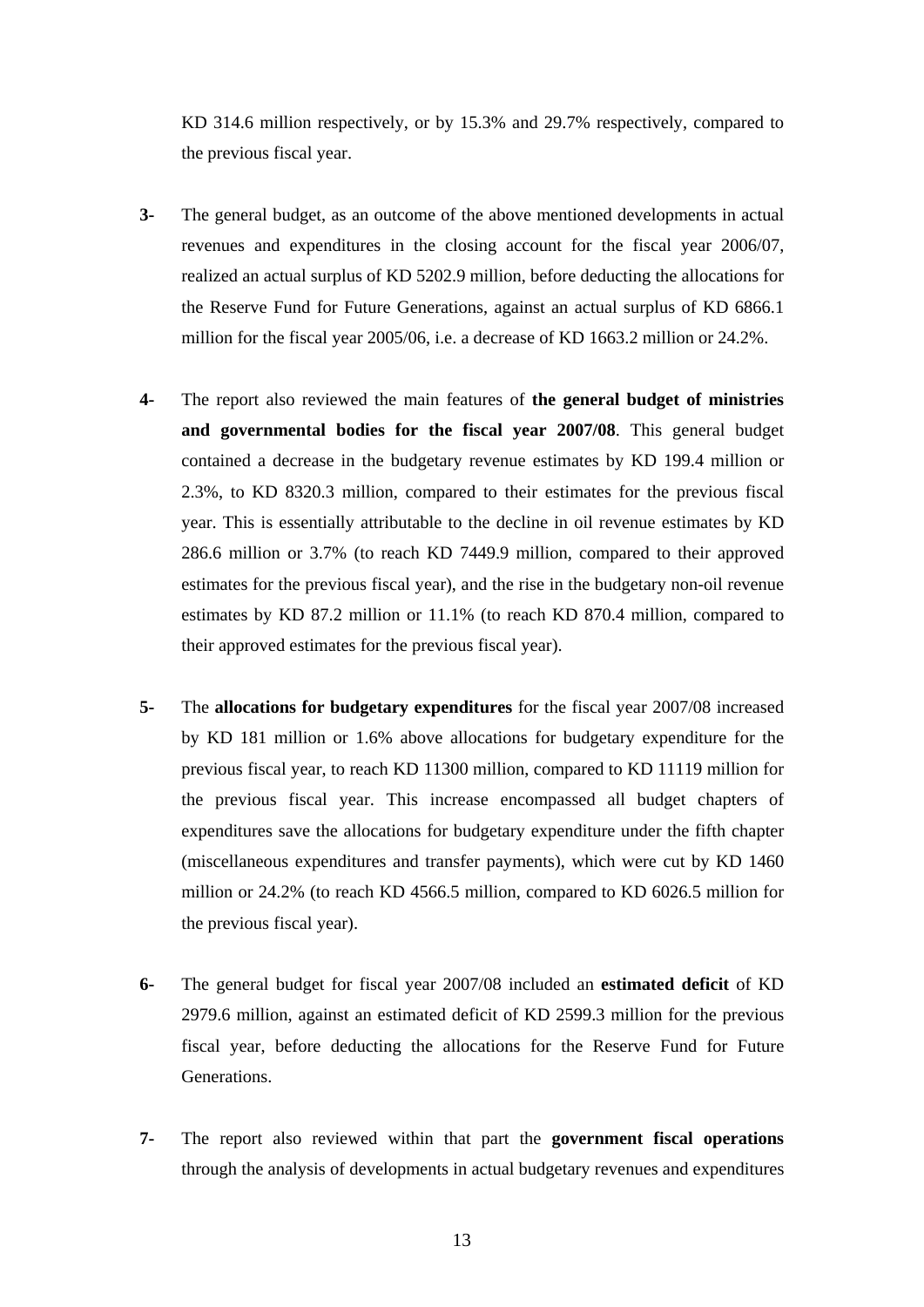KD 314.6 million respectively, or by 15.3% and 29.7% respectively, compared to the previous fiscal year.

3- The general budget, as an outcome of the above mentioned developments in actual revenues and expenditures in the closing account for the fiscal year 2006/07, realized an actual surplus of KD 5202.9 million, before deducting the allocations for the Reserve Fund for Future Generations, against an actual surplus of KD 6866.1 million for the fiscal year 2005/06, i.e. a decrease of KD 1663.2 million or 24.2%.

4- The report also reviewed the main features of **the general budget of ministries and governmental bodies for the fiscal year 2007/08**. This general budget contained a decrease in the budgetary revenue estimates by KD 199.4 million or 2.3%, to KD 8320.3 million, compared to their estimates for the previous fiscal year. This is essentially attributable to the decline in oil revenue estimates by KD 286.6 million or 3.7% (to reach KD 7449.9 million, compared to their approved estimates for the previous fiscal year), and the rise in the budgetary non-oil revenue estimates by KD 87.2 million or 11.1% (to reach KD 870.4 million, compared to their approved estimates for the previous fiscal year).

5- The **allocations for budgetary expenditures** for the fiscal year 2007/08 increased by KD 181 million or 1.6% above allocations for budgetary expenditure for the previous fiscal year, to reach KD 11300 million, compared to KD 11119 million for the previous fiscal year. This increase encompassed all budget chapters of expenditures save the allocations for budgetary expenditure under the fifth chapter (miscellaneous expenditures and transfer payments), which were cut by KD 1460 million or 24.2% (to reach KD 4566.5 million, compared to KD 6026.5 million for the previous fiscal year).

6- The general budget for fiscal year 2007/08 included an **estimated deficit** of KD 2979.6 million, against an estimated deficit of KD 2599.3 million for the previous fiscal year, before deducting the allocations for the Reserve Fund for Future Generations.

7- The report also reviewed within that part the **government fiscal operations** through the analysis of developments in actual budgetary revenues and expenditures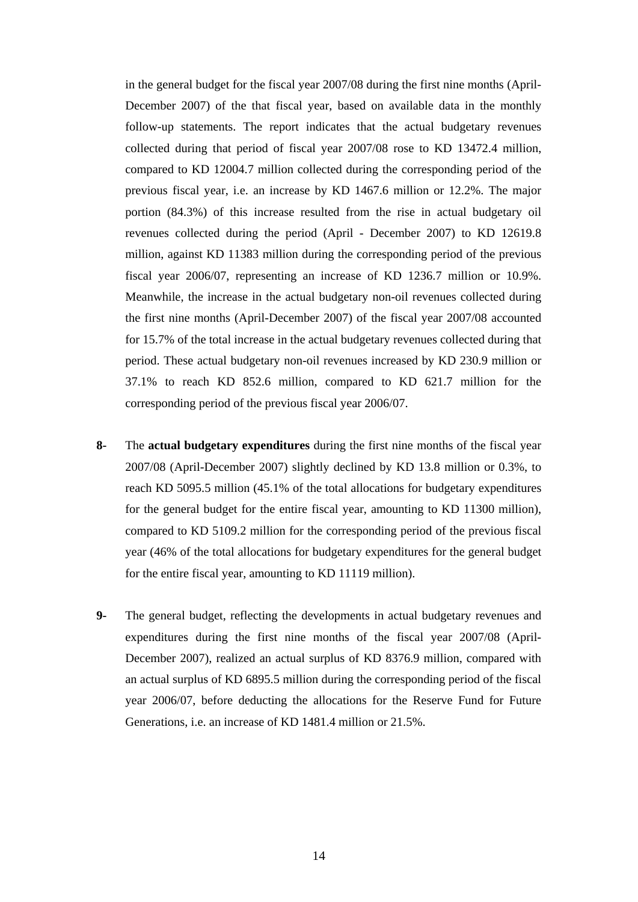in the general budget for the fiscal year 2007/08 during the first nine months (April-December 2007) of the that fiscal year, based on available data in the monthly follow-up statements. The report indicates that the actual budgetary revenues collected during that period of fiscal year 2007/08 rose to KD 13472.4 million, compared to KD 12004.7 million collected during the corresponding period of the previous fiscal year, i.e. an increase by KD 1467.6 million or 12.2%. The major portion (84.3%) of this increase resulted from the rise in actual budgetary oil revenues collected during the period (April - December 2007) to KD 12619.8 million, against KD 11383 million during the corresponding period of the previous fiscal year 2006/07, representing an increase of KD 1236.7 million or 10.9%. Meanwhile, the increase in the actual budgetary non-oil revenues collected during the first nine months (April-December 2007) of the fiscal year 2007/08 accounted for 15.7% of the total increase in the actual budgetary revenues collected during that period. These actual budgetary non-oil revenues increased by KD 230.9 million or 37.1% to reach KD 852.6 million, compared to KD 621.7 million for the corresponding period of the previous fiscal year 2006/07.

**8-** The **actual budgetary expenditures** during the first nine months of the fiscal year 2007/08 (April-December 2007) slightly declined by KD 13.8 million or 0.3%, to reach KD 5095.5 million (45.1% of the total allocations for budgetary expenditures for the general budget for the entire fiscal year, amounting to KD 11300 million), compared to KD 5109.2 million for the corresponding period of the previous fiscal year (46% of the total allocations for budgetary expenditures for the general budget for the entire fiscal year, amounting to KD 11119 million).

**9-** The general budget, reflecting the developments in actual budgetary revenues and expenditures during the first nine months of the fiscal year 2007/08 (April-December 2007), realized an actual surplus of KD 8376.9 million, compared with an actual surplus of KD 6895.5 million during the corresponding period of the fiscal year 2006/07, before deducting the allocations for the Reserve Fund for Future Generations, i.e. an increase of KD 1481.4 million or 21.5%.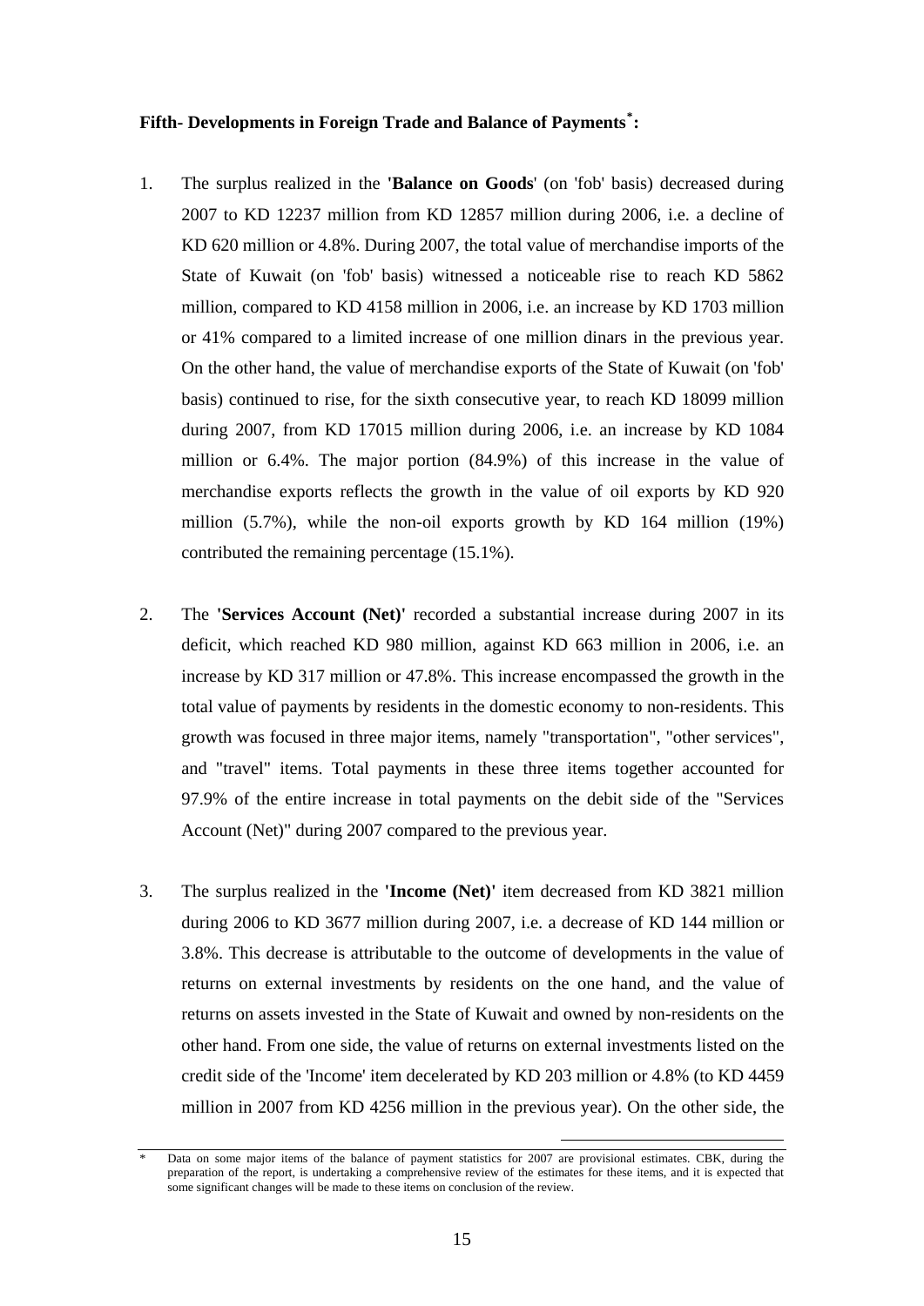**Fifth- Developments in Foreign Trade and Balance of Payments[*]:**

1. The surplus realized in the **'Balance on Goods**' (on 'fob' basis) decreased during 2007 to KD 12237 million from KD 12857 million during 2006, i.e. a decline of KD 620 million or 4.8%. During 2007, the total value of merchandise imports of the State of Kuwait (on 'fob' basis) witnessed a noticeable rise to reach KD 5862 million, compared to KD 4158 million in 2006, i.e. an increase by KD 1703 million or 41% compared to a limited increase of one million dinars in the previous year. On the other hand, the value of merchandise exports of the State of Kuwait (on 'fob' basis) continued to rise, for the sixth consecutive year, to reach KD 18099 million during 2007, from KD 17015 million during 2006, i.e. an increase by KD 1084 million or 6.4%. The major portion (84.9%) of this increase in the value of merchandise exports reflects the growth in the value of oil exports by KD 920 million (5.7%), while the non-oil exports growth by KD 164 million (19%) contributed the remaining percentage (15.1%).

2. The **'Services Account (Net)'** recorded a substantial increase during 2007 in its deficit, which reached KD 980 million, against KD 663 million in 2006, i.e. an increase by KD 317 million or 47.8%. This increase encompassed the growth in the total value of payments by residents in the domestic economy to non-residents. This growth was focused in three major items, namely "transportation", "other services", and "travel" items. Total payments in these three items together accounted for 97.9% of the entire increase in total payments on the debit side of the "Services Account (Net)" during 2007 compared to the previous year.

3. The surplus realized in the **'Income (Net)'** item decreased from KD 3821 million during 2006 to KD 3677 million during 2007, i.e. a decrease of KD 144 million or 3.8%. This decrease is attributable to the outcome of developments in the value of returns on external investments by residents on the one hand, and the value of returns on assets invested in the State of Kuwait and owned by non-residents on the other hand. From one side, the value of returns on external investments listed on the credit side of the 'Income' item decelerated by KD 203 million or 4.8% (to KD 4459 million in 2007 from KD 4256 million in the previous year). On the other side, the

---

[*] Data on some major items of the balance of payment statistics for 2007 are provisional estimates. CBK, during the preparation of the report, is undertaking a comprehensive review of the estimates for these items, and it is expected that some significant changes will be made to these items on conclusion of the review.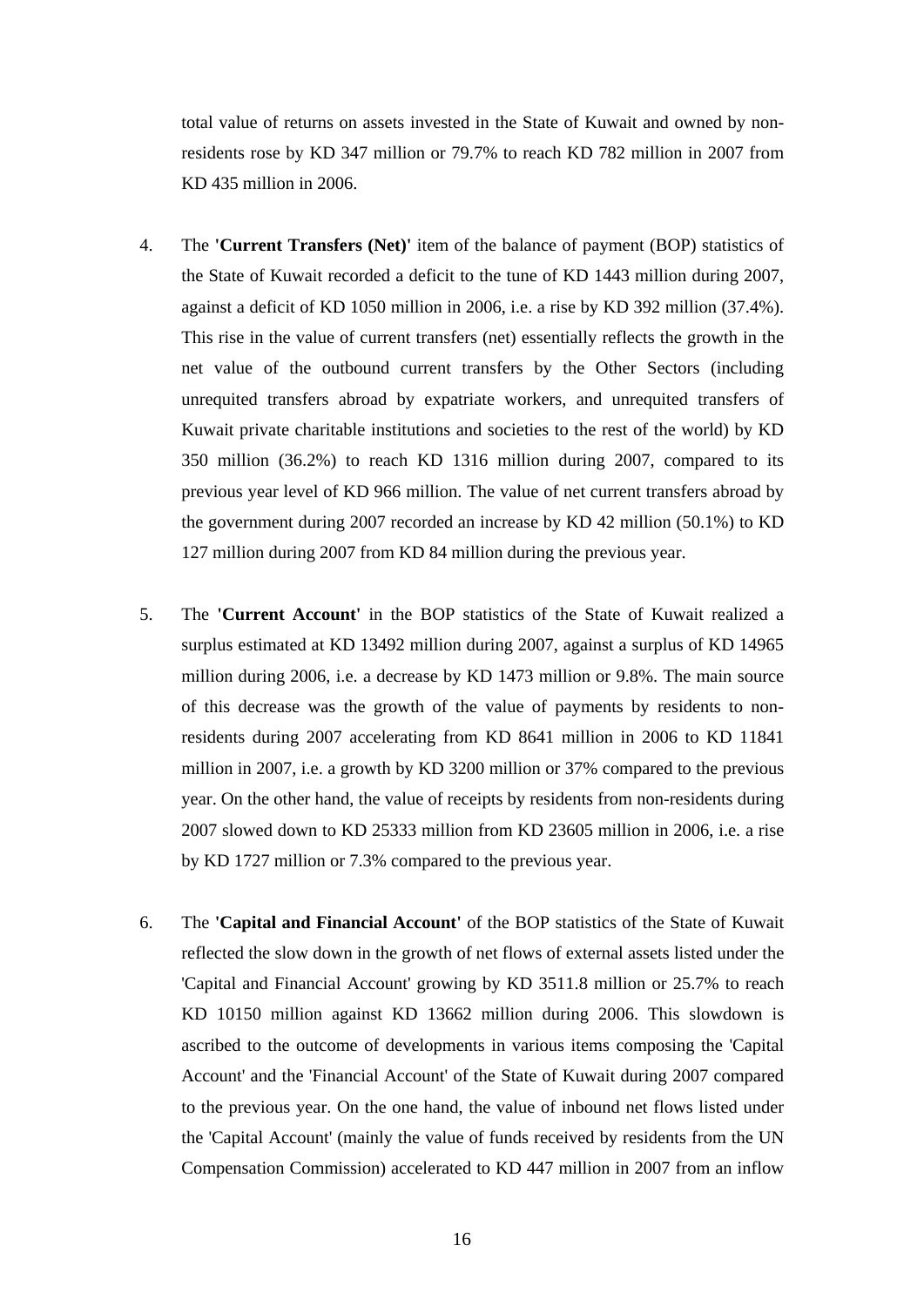total value of returns on assets invested in the State of Kuwait and owned by non-residents rose by KD 347 million or 79.7% to reach KD 782 million in 2007 from KD 435 million in 2006.

4. The **'Current Transfers (Net)'** item of the balance of payment (BOP) statistics of the State of Kuwait recorded a deficit to the tune of KD 1443 million during 2007, against a deficit of KD 1050 million in 2006, i.e. a rise by KD 392 million (37.4%). This rise in the value of current transfers (net) essentially reflects the growth in the net value of the outbound current transfers by the Other Sectors (including unrequited transfers abroad by expatriate workers, and unrequited transfers of Kuwait private charitable institutions and societies to the rest of the world) by KD 350 million (36.2%) to reach KD 1316 million during 2007, compared to its previous year level of KD 966 million. The value of net current transfers abroad by the government during 2007 recorded an increase by KD 42 million (50.1%) to KD 127 million during 2007 from KD 84 million during the previous year.

5. The **'Current Account'** in the BOP statistics of the State of Kuwait realized a surplus estimated at KD 13492 million during 2007, against a surplus of KD 14965 million during 2006, i.e. a decrease by KD 1473 million or 9.8%. The main source of this decrease was the growth of the value of payments by residents to non-residents during 2007 accelerating from KD 8641 million in 2006 to KD 11841 million in 2007, i.e. a growth by KD 3200 million or 37% compared to the previous year. On the other hand, the value of receipts by residents from non-residents during 2007 slowed down to KD 25333 million from KD 23605 million in 2006, i.e. a rise by KD 1727 million or 7.3% compared to the previous year.

6. The **'Capital and Financial Account'** of the BOP statistics of the State of Kuwait reflected the slow down in the growth of net flows of external assets listed under the 'Capital and Financial Account' growing by KD 3511.8 million or 25.7% to reach KD 10150 million against KD 13662 million during 2006. This slowdown is ascribed to the outcome of developments in various items composing the 'Capital Account' and the 'Financial Account' of the State of Kuwait during 2007 compared to the previous year. On the one hand, the value of inbound net flows listed under the 'Capital Account' (mainly the value of funds received by residents from the UN Compensation Commission) accelerated to KD 447 million in 2007 from an inflow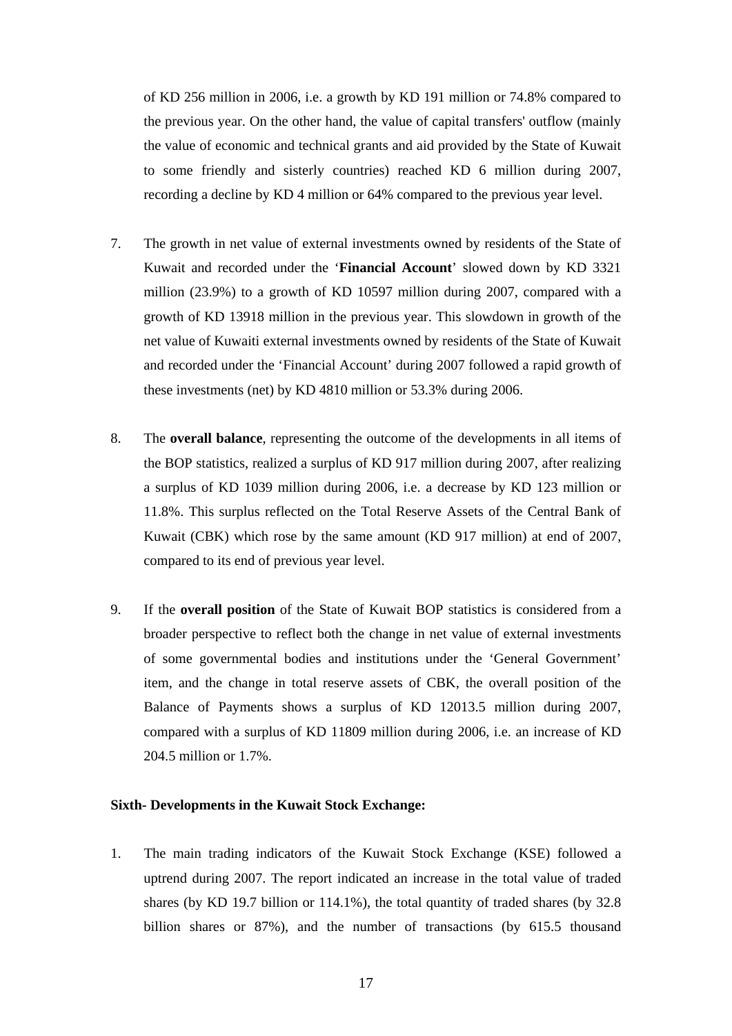of KD 256 million in 2006, i.e. a growth by KD 191 million or 74.8% compared to the previous year. On the other hand, the value of capital transfers' outflow (mainly the value of economic and technical grants and aid provided by the State of Kuwait to some friendly and sisterly countries) reached KD 6 million during 2007, recording a decline by KD 4 million or 64% compared to the previous year level.

7. The growth in net value of external investments owned by residents of the State of Kuwait and recorded under the '**Financial Account**' slowed down by KD 3321 million (23.9%) to a growth of KD 10597 million during 2007, compared with a growth of KD 13918 million in the previous year. This slowdown in growth of the net value of Kuwaiti external investments owned by residents of the State of Kuwait and recorded under the 'Financial Account' during 2007 followed a rapid growth of these investments (net) by KD 4810 million or 53.3% during 2006.

8. The **overall balance**, representing the outcome of the developments in all items of the BOP statistics, realized a surplus of KD 917 million during 2007, after realizing a surplus of KD 1039 million during 2006, i.e. a decrease by KD 123 million or 11.8%. This surplus reflected on the Total Reserve Assets of the Central Bank of Kuwait (CBK) which rose by the same amount (KD 917 million) at end of 2007, compared to its end of previous year level.

9. If the **overall position** of the State of Kuwait BOP statistics is considered from a broader perspective to reflect both the change in net value of external investments of some governmental bodies and institutions under the 'General Government' item, and the change in total reserve assets of CBK, the overall position of the Balance of Payments shows a surplus of KD 12013.5 million during 2007, compared with a surplus of KD 11809 million during 2006, i.e. an increase of KD 204.5 million or 1.7%.

**Sixth- Developments in the Kuwait Stock Exchange:**

1. The main trading indicators of the Kuwait Stock Exchange (KSE) followed a uptrend during 2007. The report indicated an increase in the total value of traded shares (by KD 19.7 billion or 114.1%), the total quantity of traded shares (by 32.8 billion shares or 87%), and the number of transactions (by 615.5 thousand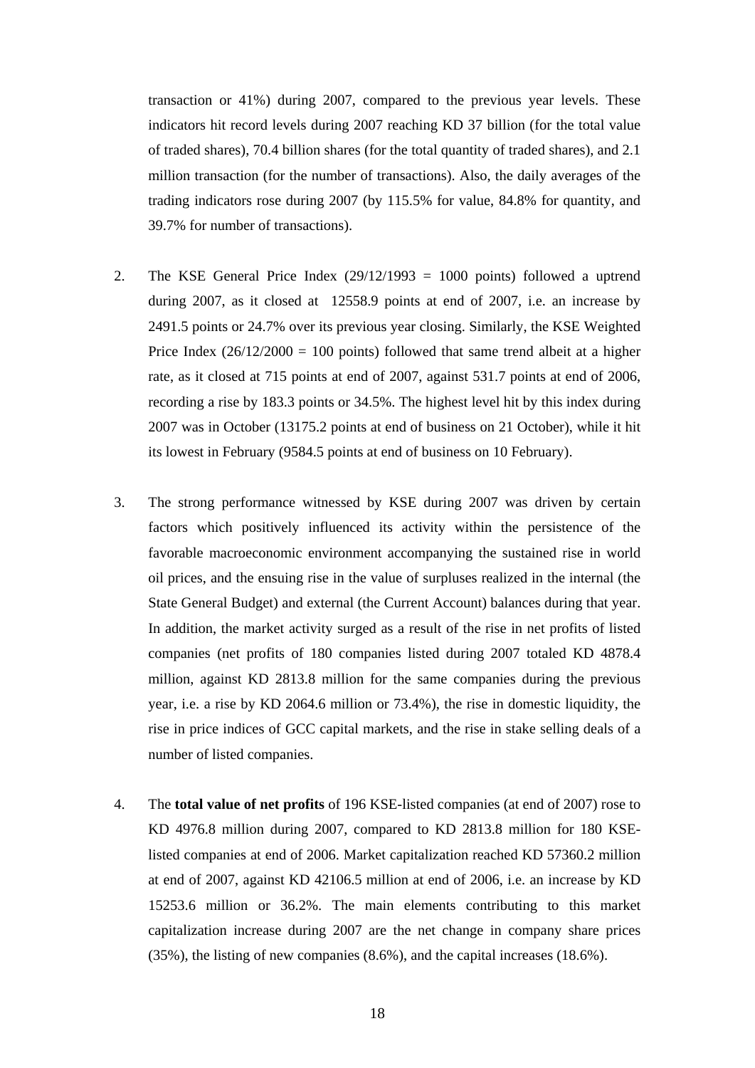transaction or 41%) during 2007, compared to the previous year levels. These indicators hit record levels during 2007 reaching KD 37 billion (for the total value of traded shares), 70.4 billion shares (for the total quantity of traded shares), and 2.1 million transaction (for the number of transactions). Also, the daily averages of the trading indicators rose during 2007 (by 115.5% for value, 84.8% for quantity, and 39.7% for number of transactions).

2. The KSE General Price Index (29/12/1993 = 1000 points) followed a uptrend during 2007, as it closed at 12558.9 points at end of 2007, i.e. an increase by 2491.5 points or 24.7% over its previous year closing. Similarly, the KSE Weighted Price Index (26/12/2000 = 100 points) followed that same trend albeit at a higher rate, as it closed at 715 points at end of 2007, against 531.7 points at end of 2006, recording a rise by 183.3 points or 34.5%. The highest level hit by this index during 2007 was in October (13175.2 points at end of business on 21 October), while it hit its lowest in February (9584.5 points at end of business on 10 February).

3. The strong performance witnessed by KSE during 2007 was driven by certain factors which positively influenced its activity within the persistence of the favorable macroeconomic environment accompanying the sustained rise in world oil prices, and the ensuing rise in the value of surpluses realized in the internal (the State General Budget) and external (the Current Account) balances during that year. In addition, the market activity surged as a result of the rise in net profits of listed companies (net profits of 180 companies listed during 2007 totaled KD 4878.4 million, against KD 2813.8 million for the same companies during the previous year, i.e. a rise by KD 2064.6 million or 73.4%), the rise in domestic liquidity, the rise in price indices of GCC capital markets, and the rise in stake selling deals of a number of listed companies.

4. The **total value of net profits** of 196 KSE-listed companies (at end of 2007) rose to KD 4976.8 million during 2007, compared to KD 2813.8 million for 180 KSE-listed companies at end of 2006. Market capitalization reached KD 57360.2 million at end of 2007, against KD 42106.5 million at end of 2006, i.e. an increase by KD 15253.6 million or 36.2%. The main elements contributing to this market capitalization increase during 2007 are the net change in company share prices (35%), the listing of new companies (8.6%), and the capital increases (18.6%).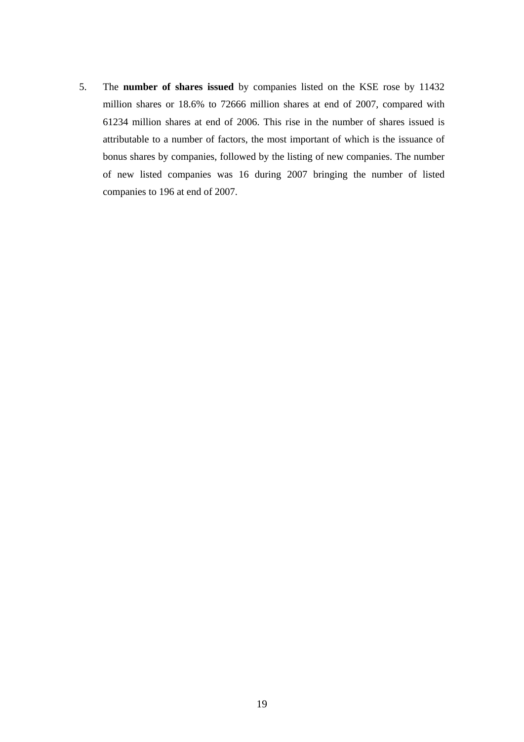5. The **number of shares issued** by companies listed on the KSE rose by 11432 million shares or 18.6% to 72666 million shares at end of 2007, compared with 61234 million shares at end of 2006. This rise in the number of shares issued is attributable to a number of factors, the most important of which is the issuance of bonus shares by companies, followed by the listing of new companies. The number of new listed companies was 16 during 2007 bringing the number of listed companies to 196 at end of 2007.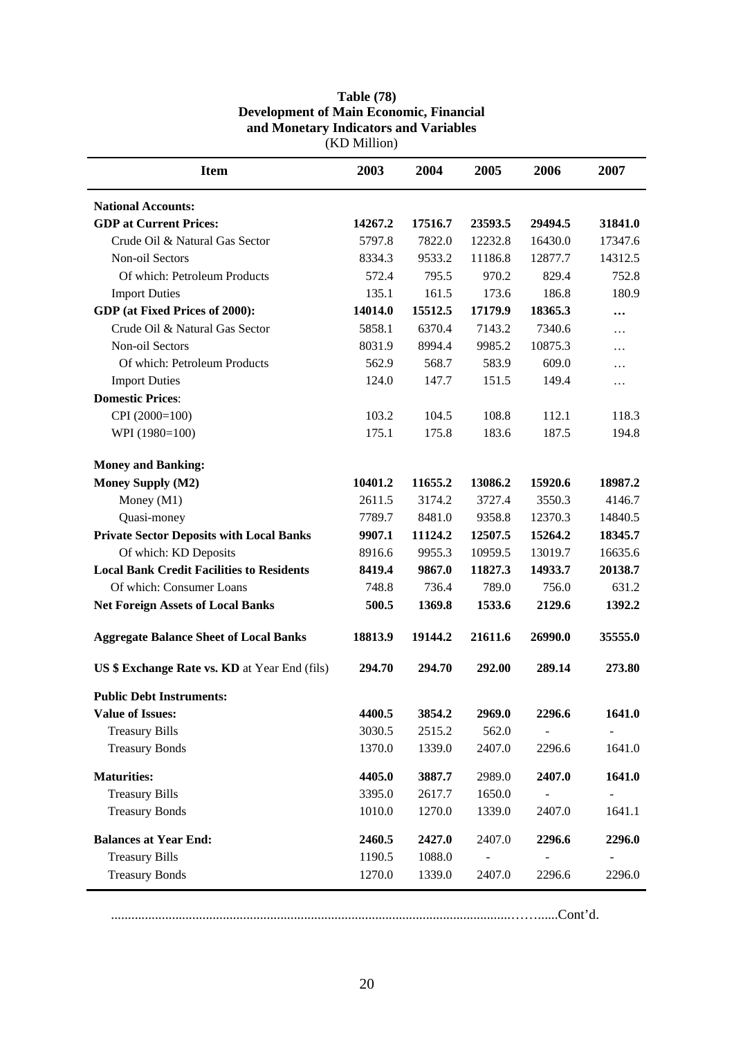**Table (78)**
**Development of Main Economic, Financial and Monetary Indicators and Variables**
(KD Million)

| Item | 2003 | 2004 | 2005 | 2006 | 2007 |
|---|---|---|---|---|---|
| **National Accounts:** | | | | | |
| **GDP at Current Prices:** | **14267.2** | **17516.7** | **23593.5** | **29494.5** | **31841.0** |
| Crude Oil & Natural Gas Sector | 5797.8 | 7822.0 | 12232.8 | 16430.0 | 17347.6 |
| Non-oil Sectors | 8334.3 | 9533.2 | 11186.8 | 12877.7 | 14312.5 |
| Of which: Petroleum Products | 572.4 | 795.5 | 970.2 | 829.4 | 752.8 |
| Import Duties | 135.1 | 161.5 | 173.6 | 186.8 | 180.9 |
| **GDP (at Fixed Prices of 2000):** | **14014.0** | **15512.5** | **17179.9** | **18365.3** | **…** |
| Crude Oil & Natural Gas Sector | 5858.1 | 6370.4 | 7143.2 | 7340.6 | … |
| Non-oil Sectors | 8031.9 | 8994.4 | 9985.2 | 10875.3 | … |
| Of which: Petroleum Products | 562.9 | 568.7 | 583.9 | 609.0 | … |
| Import Duties | 124.0 | 147.7 | 151.5 | 149.4 | … |
| **Domestic Prices**: | | | | | |
| CPI (2000=100) | 103.2 | 104.5 | 108.8 | 112.1 | 118.3 |
| WPI (1980=100) | 175.1 | 175.8 | 183.6 | 187.5 | 194.8 |
| **Money and Banking:** | | | | | |
| **Money Supply (M2)** | **10401.2** | **11655.2** | **13086.2** | **15920.6** | **18987.2** |
| Money (M1) | 2611.5 | 3174.2 | 3727.4 | 3550.3 | 4146.7 |
| Quasi-money | 7789.7 | 8481.0 | 9358.8 | 12370.3 | 14840.5 |
| **Private Sector Deposits with Local Banks** | **9907.1** | **11124.2** | **12507.5** | **15264.2** | **18345.7** |
| Of which: KD Deposits | 8916.6 | 9955.3 | 10959.5 | 13019.7 | 16635.6 |
| **Local Bank Credit Facilities to Residents** | **8419.4** | **9867.0** | **11827.3** | **14933.7** | **20138.7** |
| Of which: Consumer Loans | 748.8 | 736.4 | 789.0 | 756.0 | 631.2 |
| **Net Foreign Assets of Local Banks** | **500.5** | **1369.8** | **1533.6** | **2129.6** | **1392.2** |
| **Aggregate Balance Sheet of Local Banks** | **18813.9** | **19144.2** | **21611.6** | **26990.0** | **35555.0** |
| **US $ Exchange Rate vs. KD** at Year End (fils) | **294.70** | **294.70** | **292.00** | **289.14** | **273.80** |
| **Public Debt Instruments:** | | | | | |
| **Value of Issues:** | **4400.5** | **3854.2** | **2969.0** | **2296.6** | **1641.0** |
| Treasury Bills | 3030.5 | 2515.2 | 562.0 | - | - |
| Treasury Bonds | 1370.0 | 1339.0 | 2407.0 | 2296.6 | 1641.0 |
| **Maturities:** | **4405.0** | **3887.7** | 2989.0 | **2407.0** | **1641.0** |
| Treasury Bills | 3395.0 | 2617.7 | 1650.0 | - | - |
| Treasury Bonds | 1010.0 | 1270.0 | 1339.0 | 2407.0 | 1641.1 |
| **Balances at Year End:** | **2460.5** | **2427.0** | 2407.0 | **2296.6** | **2296.0** |
| Treasury Bills | 1190.5 | 1088.0 | - | - | - |
| Treasury Bonds | 1270.0 | 1339.0 | 2407.0 | 2296.6 | 2296.0 |

.........................................................................................................Cont'd.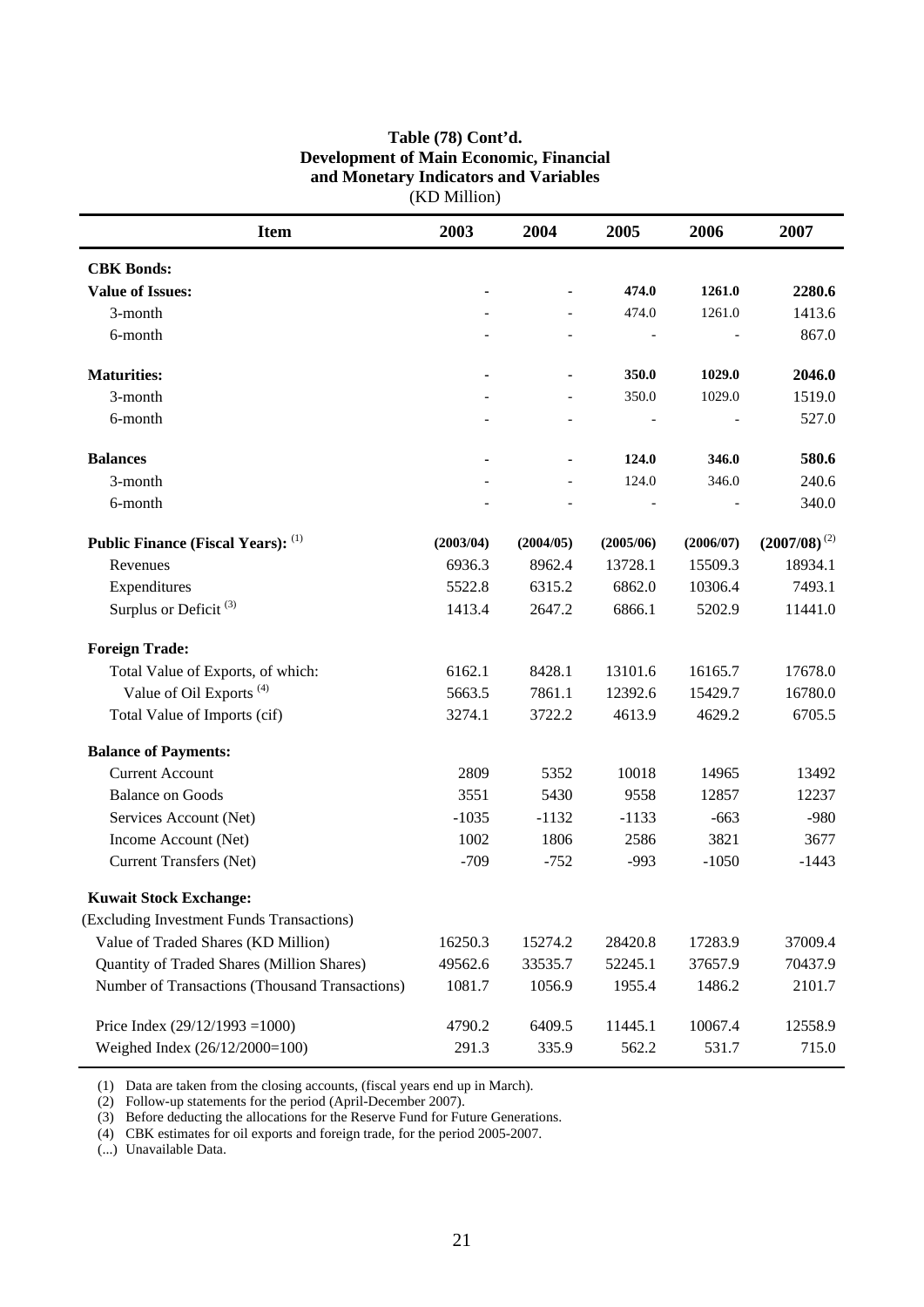**Table (78) Cont'd.**
**Development of Main Economic, Financial and Monetary Indicators and Variables**
(KD Million)

| Item | 2003 | 2004 | 2005 | 2006 | 2007 |
|---|---|---|---|---|---|
| **CBK Bonds:** | | | | | |
| **Value of Issues:** | **-** | **-** | **474.0** | **1261.0** | **2280.6** |
| 3-month | - | - | 474.0 | 1261.0 | 1413.6 |
| 6-month | - | - | - | - | 867.0 |
| **Maturities:** | **-** | **-** | **350.0** | **1029.0** | **2046.0** |
| 3-month | - | - | 350.0 | 1029.0 | 1519.0 |
| 6-month | - | - | - | - | 527.0 |
| **Balances** | **-** | **-** | **124.0** | **346.0** | **580.6** |
| 3-month | - | - | 124.0 | 346.0 | 240.6 |
| 6-month | - | - | - | - | 340.0 |
| **Public Finance (Fiscal Years):** (1) | **(2003/04)** | **(2004/05)** | **(2005/06)** | **(2006/07)** | **(2007/08)** (2) |
| Revenues | 6936.3 | 8962.4 | 13728.1 | 15509.3 | 18934.1 |
| Expenditures | 5522.8 | 6315.2 | 6862.0 | 10306.4 | 7493.1 |
| Surplus or Deficit (3) | 1413.4 | 2647.2 | 6866.1 | 5202.9 | 11441.0 |
| **Foreign Trade:** | | | | | |
| Total Value of Exports, of which: | 6162.1 | 8428.1 | 13101.6 | 16165.7 | 17678.0 |
| Value of Oil Exports (4) | 5663.5 | 7861.1 | 12392.6 | 15429.7 | 16780.0 |
| Total Value of Imports (cif) | 3274.1 | 3722.2 | 4613.9 | 4629.2 | 6705.5 |
| **Balance of Payments:** | | | | | |
| Current Account | 2809 | 5352 | 10018 | 14965 | 13492 |
| Balance on Goods | 3551 | 5430 | 9558 | 12857 | 12237 |
| Services Account (Net) | -1035 | -1132 | -1133 | -663 | -980 |
| Income Account (Net) | 1002 | 1806 | 2586 | 3821 | 3677 |
| Current Transfers (Net) | -709 | -752 | -993 | -1050 | -1443 |
| **Kuwait Stock Exchange:** | | | | | |
| (Excluding Investment Funds Transactions) | | | | | |
| Value of Traded Shares (KD Million) | 16250.3 | 15274.2 | 28420.8 | 17283.9 | 37009.4 |
| Quantity of Traded Shares (Million Shares) | 49562.6 | 33535.7 | 52245.1 | 37657.9 | 70437.9 |
| Number of Transactions (Thousand Transactions) | 1081.7 | 1056.9 | 1955.4 | 1486.2 | 2101.7 |
| Price Index (29/12/1993 =1000) | 4790.2 | 6409.5 | 11445.1 | 10067.4 | 12558.9 |
| Weighed Index (26/12/2000=100) | 291.3 | 335.9 | 562.2 | 531.7 | 715.0 |

(1) Data are taken from the closing accounts, (fiscal years end up in March).
(2) Follow-up statements for the period (April-December 2007).
(3) Before deducting the allocations for the Reserve Fund for Future Generations.
(4) CBK estimates for oil exports and foreign trade, for the period 2005-2007.
(...) Unavailable Data.